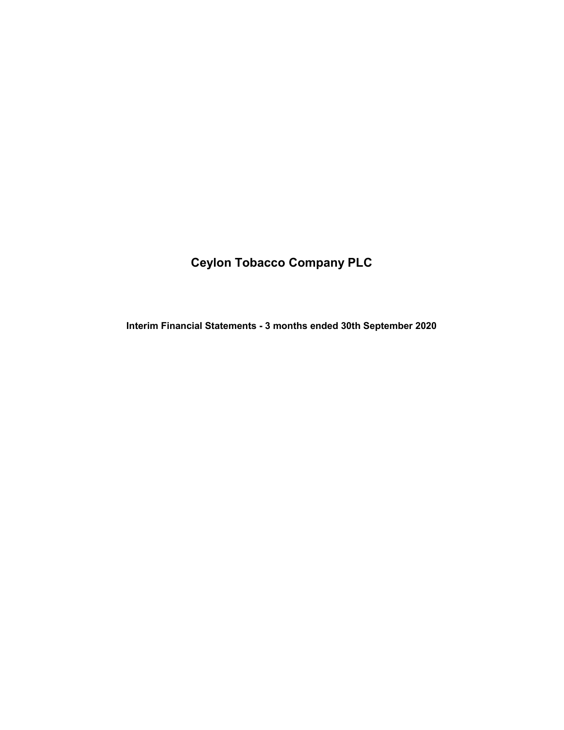# Ceylon Tobacco Company PLC

## Interim Financial Statements - 3 months ended 30th September 2020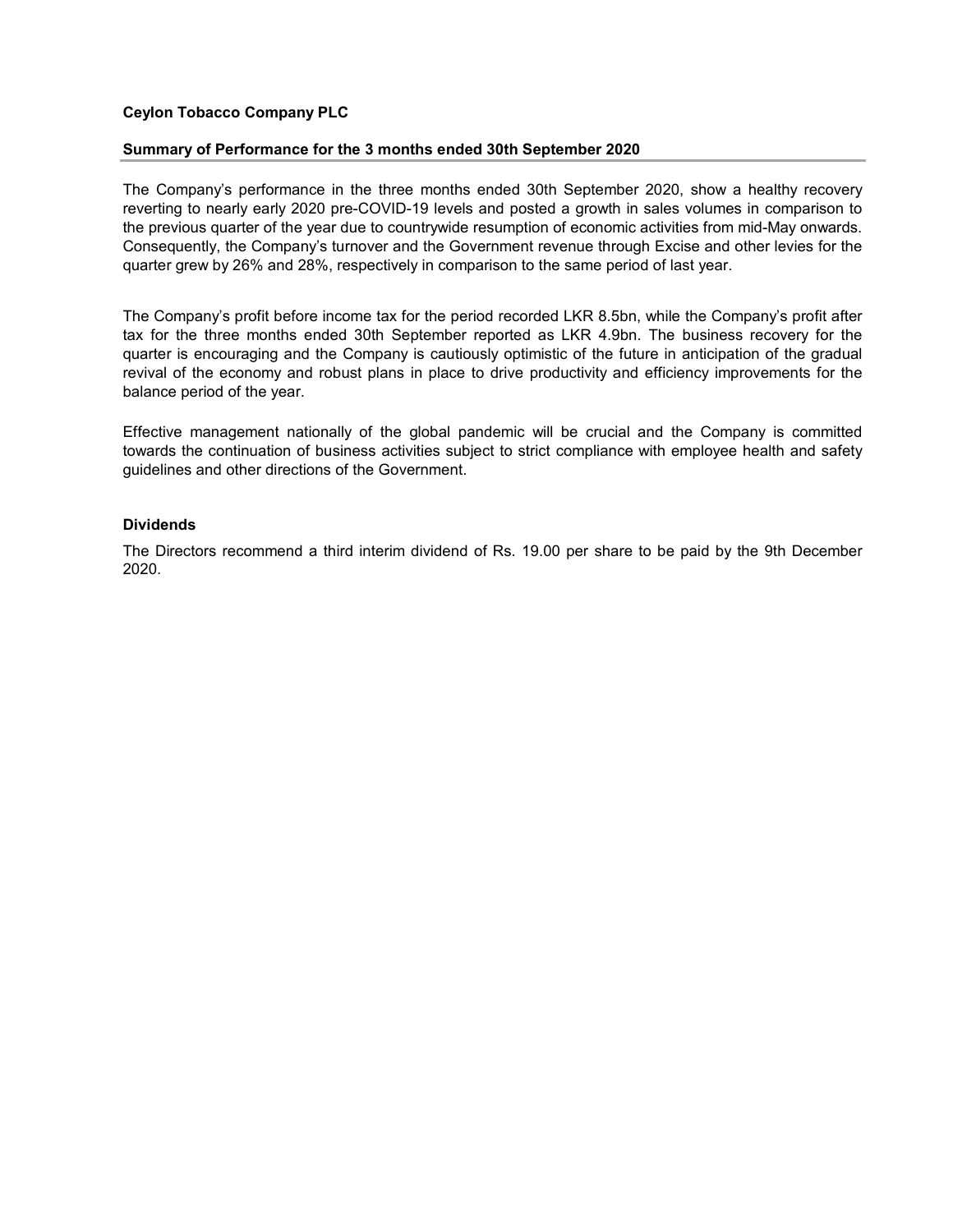**Ceylon Tobacco Company PLC**

**Summary of Performance for the 3 months ended 30th September 2020**

The Company's performance in the three months ended 30th September 2020, show a healthy recovery reverting to nearly early 2020 pre-COVID-19 levels and posted a growth in sales volumes in comparison to the previous quarter of the year due to countrywide resumption of economic activities from mid-May onwards. Consequently, the Company's turnover and the Government revenue through Excise and other levies for the quarter grew by 26% and 28%, respectively in comparison to the same period of last year.

The Company's profit before income tax for the period recorded LKR 8.5bn, while the Company's profit after tax for the three months ended 30th September reported as LKR 4.9bn. The business recovery for the quarter is encouraging and the Company is cautiously optimistic of the future in anticipation of the gradual revival of the economy and robust plans in place to drive productivity and efficiency improvements for the balance period of the year.

Effective management nationally of the global pandemic will be crucial and the Company is committed towards the continuation of business activities subject to strict compliance with employee health and safety guidelines and other directions of the Government.

**Dividends**

The Directors recommend a third interim dividend of Rs. 19.00 per share to be paid by the 9th December 2020.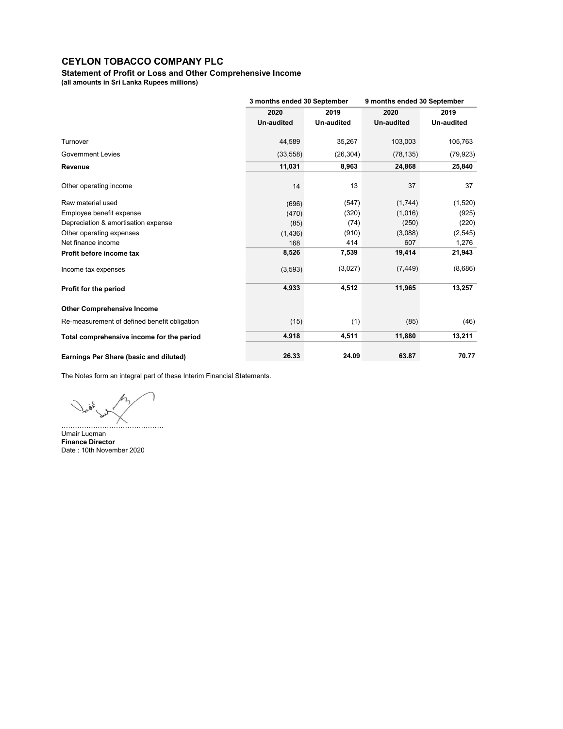# CEYLON TOBACCO COMPANY PLC

**Statement of Profit or Loss and Other Comprehensive Income**
**(all amounts in Sri Lanka Rupees millions)**

| | 3 months ended 30 September | | 9 months ended 30 September | |
|---|---|---|---|---|
| | 2020 Un-audited | 2019 Un-audited | 2020 Un-audited | 2019 Un-audited |
| Turnover | 44,589 | 35,267 | 103,003 | 105,763 |
| Government Levies | (33,558) | (26,304) | (78,135) | (79,923) |
| **Revenue** | **11,031** | **8,963** | **24,868** | **25,840** |
| Other operating income | 14 | 13 | 37 | 37 |
| Raw material used | (696) | (547) | (1,744) | (1,520) |
| Employee benefit expense | (470) | (320) | (1,016) | (925) |
| Depreciation & amortisation expense | (85) | (74) | (250) | (220) |
| Other operating expenses | (1,436) | (910) | (3,088) | (2,545) |
| Net finance income | 168 | 414 | 607 | 1,276 |
| **Profit before income tax** | **8,526** | **7,539** | **19,414** | **21,943** |
| Income tax expenses | (3,593) | (3,027) | (7,449) | (8,686) |
| **Profit for the period** | **4,933** | **4,512** | **11,965** | **13,257** |
| **Other Comprehensive Income** | | | | |
| Re-measurement of defined benefit obligation | (15) | (1) | (85) | (46) |
| **Total comprehensive income for the period** | **4,918** | **4,511** | **11,880** | **13,211** |
| **Earnings Per Share (basic and diluted)** | **26.33** | **24.09** | **63.87** | **70.77** |

The Notes form an integral part of these Interim Financial Statements.

………………………………………
Umair Luqman
**Finance Director**
Date : 10th November 2020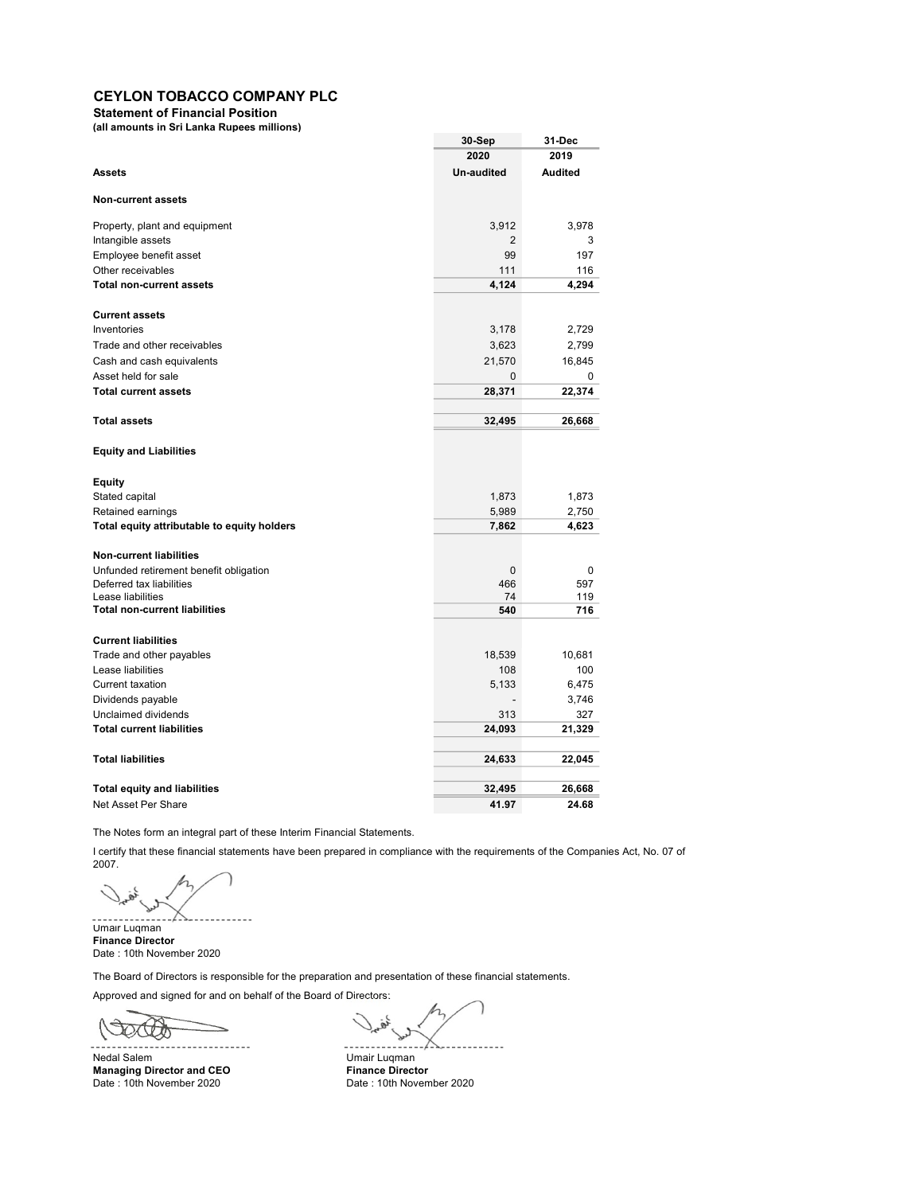# CEYLON TOBACCO COMPANY PLC

**Statement of Financial Position**

**(all amounts in Sri Lanka Rupees millions)**

| | 30-Sep 2020 | 31-Dec 2019 |
|---|---|---|
| **Assets** | **Un-audited** | **Audited** |
| **Non-current assets** | | |
| Property, plant and equipment | 3,912 | 3,978 |
| Intangible assets | 2 | 3 |
| Employee benefit asset | 99 | 197 |
| Other receivables | 111 | 116 |
| **Total non-current assets** | **4,124** | **4,294** |
| **Current assets** | | |
| Inventories | 3,178 | 2,729 |
| Trade and other receivables | 3,623 | 2,799 |
| Cash and cash equivalents | 21,570 | 16,845 |
| Asset held for sale | 0 | 0 |
| **Total current assets** | **28,371** | **22,374** |
| **Total assets** | **32,495** | **26,668** |
| **Equity and Liabilities** | | |
| **Equity** | | |
| Stated capital | 1,873 | 1,873 |
| Retained earnings | 5,989 | 2,750 |
| **Total equity attributable to equity holders** | **7,862** | **4,623** |
| **Non-current liabilities** | | |
| Unfunded retirement benefit obligation | 0 | 0 |
| Deferred tax liabilities | 466 | 597 |
| Lease liabilities | 74 | 119 |
| **Total non-current liabilities** | **540** | **716** |
| **Current liabilities** | | |
| Trade and other payables | 18,539 | 10,681 |
| Lease liabilities | 108 | 100 |
| Current taxation | 5,133 | 6,475 |
| Dividends payable | - | 3,746 |
| Unclaimed dividends | 313 | 327 |
| **Total current liabilities** | **24,093** | **21,329** |
| **Total liabilities** | **24,633** | **22,045** |
| **Total equity and liabilities** | **32,495** | **26,668** |
| Net Asset Per Share | **41.97** | **24.68** |

The Notes form an integral part of these Interim Financial Statements.

I certify that these financial statements have been prepared in compliance with the requirements of the Companies Act, No. 07 of 2007.

Umair Luqman
**Finance Director**
Date : 10th November 2020

The Board of Directors is responsible for the preparation and presentation of these financial statements.

Approved and signed for and on behalf of the Board of Directors:

Nedal Salem
**Managing Director and CEO**
Date : 10th November 2020

Umair Luqman
**Finance Director**
Date : 10th November 2020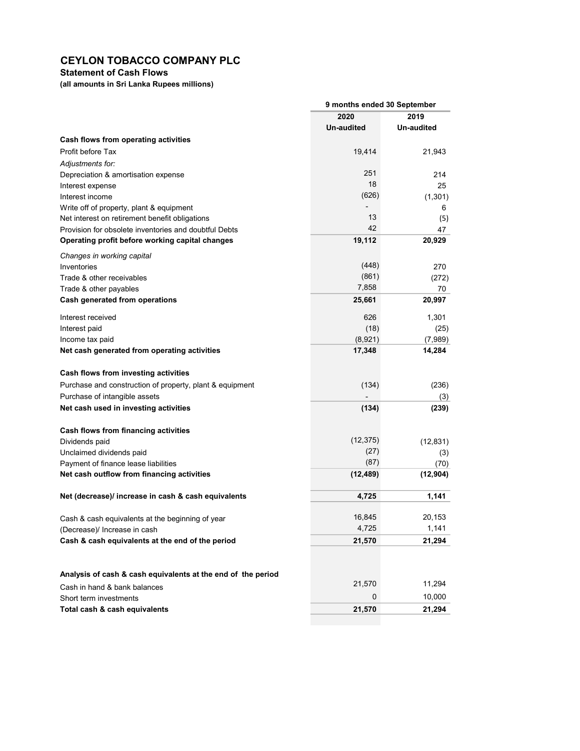# CEYLON TOBACCO COMPANY PLC

## Statement of Cash Flows

**(all amounts in Sri Lanka Rupees millions)**

| | 9 months ended 30 September | |
|---|---|---|
| | 2020 | 2019 |
| | Un-audited | Un-audited |
| **Cash flows from operating activities** | | |
| Profit before Tax | 19,414 | 21,943 |
| *Adjustments for:* | | |
| Depreciation & amortisation expense | 251 | 214 |
| Interest expense | 18 | 25 |
| Interest income | (626) | (1,301) |
| Write off of property, plant & equipment | - | 6 |
| Net interest on retirement benefit obligations | 13 | (5) |
| Provision for obsolete inventories and doubtful Debts | 42 | 47 |
| **Operating profit before working capital changes** | **19,112** | **20,929** |
| *Changes in working capital* | | |
| Inventories | (448) | 270 |
| Trade & other receivables | (861) | (272) |
| Trade & other payables | 7,858 | 70 |
| **Cash generated from operations** | **25,661** | **20,997** |
| Interest received | 626 | 1,301 |
| Interest paid | (18) | (25) |
| Income tax paid | (8,921) | (7,989) |
| **Net cash generated from operating activities** | **17,348** | **14,284** |
| **Cash flows from investing activities** | | |
| Purchase and construction of property, plant & equipment | (134) | (236) |
| Purchase of intangible assets | - | (3) |
| **Net cash used in investing activities** | **(134)** | **(239)** |
| **Cash flows from financing activities** | | |
| Dividends paid | (12,375) | (12,831) |
| Unclaimed dividends paid | (27) | (3) |
| Payment of finance lease liabilities | (87) | (70) |
| **Net cash outflow from financing activities** | **(12,489)** | **(12,904)** |
| **Net (decrease)/ increase in cash & cash equivalents** | **4,725** | **1,141** |
| Cash & cash equivalents at the beginning of year | 16,845 | 20,153 |
| (Decrease)/ Increase in cash | 4,725 | 1,141 |
| **Cash & cash equivalents at the end of the period** | **21,570** | **21,294** |
| **Analysis of cash & cash equivalents at the end of the period** | | |
| Cash in hand & bank balances | 21,570 | 11,294 |
| Short term investments | 0 | 10,000 |
| **Total cash & cash equivalents** | **21,570** | **21,294** |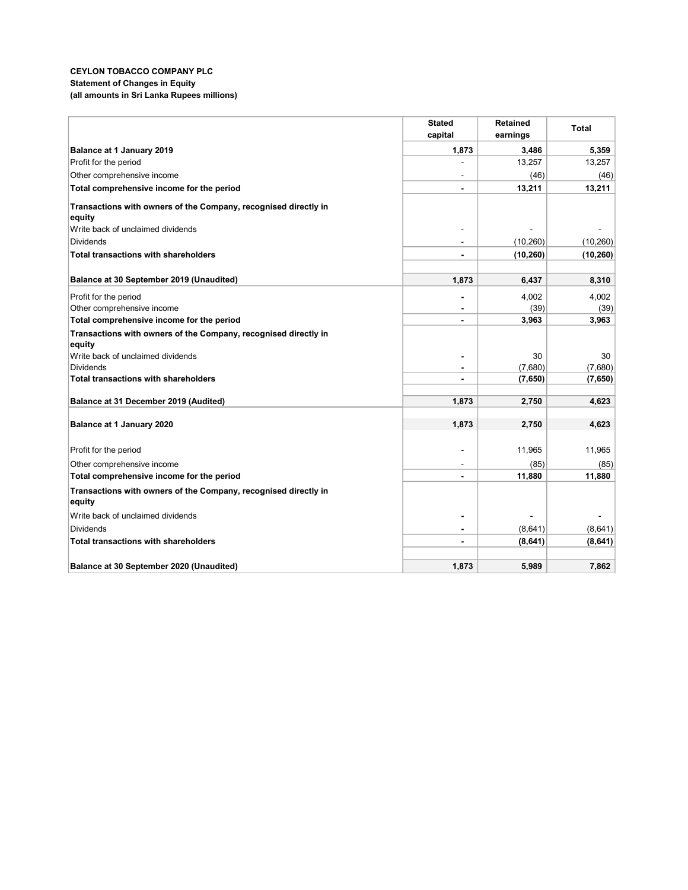**CEYLON TOBACCO COMPANY PLC**
**Statement of Changes in Equity**
**(all amounts in Sri Lanka Rupees millions)**

| | Stated capital | Retained earnings | Total |
|---|---|---|---|
| **Balance at 1 January 2019** | **1,873** | **3,486** | **5,359** |
| Profit for the period | - | 13,257 | 13,257 |
| Other comprehensive income | - | (46) | (46) |
| **Total comprehensive income for the period** | **-** | **13,211** | **13,211** |
| **Transactions with owners of the Company, recognised directly in equity** | | | |
| Write back of unclaimed dividends | - | - | - |
| Dividends | - | (10,260) | (10,260) |
| **Total transactions with shareholders** | **-** | **(10,260)** | **(10,260)** |
| **Balance at 30 September 2019 (Unaudited)** | **1,873** | **6,437** | **8,310** |
| Profit for the period | - | 4,002 | 4,002 |
| Other comprehensive income | - | (39) | (39) |
| **Total comprehensive income for the period** | **-** | **3,963** | **3,963** |
| **Transactions with owners of the Company, recognised directly in equity** | | | |
| Write back of unclaimed dividends | - | 30 | 30 |
| Dividends | - | (7,680) | (7,680) |
| **Total transactions with shareholders** | **-** | **(7,650)** | **(7,650)** |
| **Balance at 31 December 2019 (Audited)** | **1,873** | **2,750** | **4,623** |
| **Balance at 1 January 2020** | **1,873** | **2,750** | **4,623** |
| Profit for the period | - | 11,965 | 11,965 |
| Other comprehensive income | - | (85) | (85) |
| **Total comprehensive income for the period** | **-** | **11,880** | **11,880** |
| **Transactions with owners of the Company, recognised directly in equity** | | | |
| Write back of unclaimed dividends | - | - | - |
| Dividends | - | (8,641) | (8,641) |
| **Total transactions with shareholders** | **-** | **(8,641)** | **(8,641)** |
| **Balance at 30 September 2020 (Unaudited)** | **1,873** | **5,989** | **7,862** |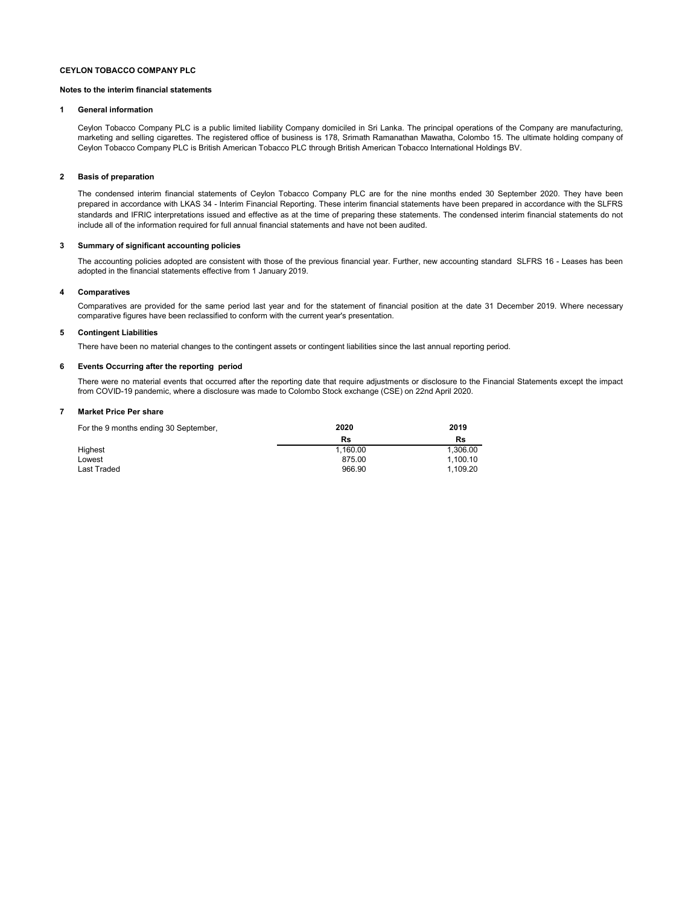**CEYLON TOBACCO COMPANY PLC**

**Notes to the interim financial statements**

## 1 General information

Ceylon Tobacco Company PLC is a public limited liability Company domiciled in Sri Lanka. The principal operations of the Company are manufacturing, marketing and selling cigarettes. The registered office of business is 178, Srimath Ramanathan Mawatha, Colombo 15. The ultimate holding company of Ceylon Tobacco Company PLC is British American Tobacco PLC through British American Tobacco International Holdings BV.

## 2 Basis of preparation

The condensed interim financial statements of Ceylon Tobacco Company PLC are for the nine months ended 30 September 2020. They have been prepared in accordance with LKAS 34 - Interim Financial Reporting. These interim financial statements have been prepared in accordance with the SLFRS standards and IFRIC interpretations issued and effective as at the time of preparing these statements. The condensed interim financial statements do not include all of the information required for full annual financial statements and have not been audited.

## 3 Summary of significant accounting policies

The accounting policies adopted are consistent with those of the previous financial year. Further, new accounting standard SLFRS 16 - Leases has been adopted in the financial statements effective from 1 January 2019.

## 4 Comparatives

Comparatives are provided for the same period last year and for the statement of financial position at the date 31 December 2019. Where necessary comparative figures have been reclassified to conform with the current year's presentation.

## 5 Contingent Liabilities

There have been no material changes to the contingent assets or contingent liabilities since the last annual reporting period.

## 6 Events Occurring after the reporting period

There were no material events that occurred after the reporting date that require adjustments or disclosure to the Financial Statements except the impact from COVID-19 pandemic, where a disclosure was made to Colombo Stock exchange (CSE) on 22nd April 2020.

## 7 Market Price Per share

| For the 9 months ending 30 September, | 2020 | 2019 |
|---|---|---|
| | Rs | Rs |
| Highest | 1,160.00 | 1,306.00 |
| Lowest | 875.00 | 1,100.10 |
| Last Traded | 966.90 | 1,109.20 |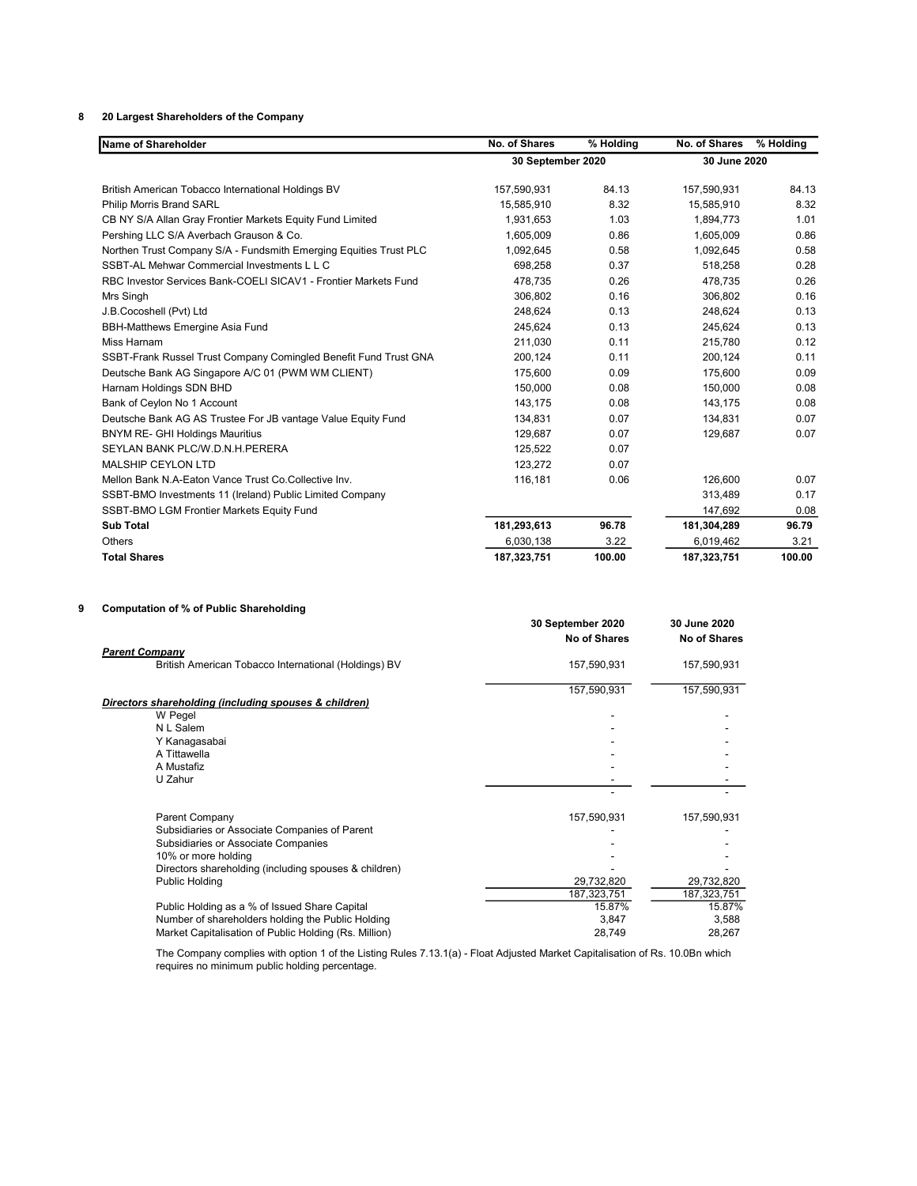## 8 20 Largest Shareholders of the Company

| Name of Shareholder | No. of Shares | % Holding | No. of Shares | % Holding |
|---|---|---|---|---|
| | 30 September 2020 | | 30 June 2020 | |
| British American Tobacco International Holdings BV | 157,590,931 | 84.13 | 157,590,931 | 84.13 |
| Philip Morris Brand SARL | 15,585,910 | 8.32 | 15,585,910 | 8.32 |
| CB NY S/A Allan Gray Frontier Markets Equity Fund Limited | 1,931,653 | 1.03 | 1,894,773 | 1.01 |
| Pershing LLC S/A Averbach Grauson & Co. | 1,605,009 | 0.86 | 1,605,009 | 0.86 |
| Northen Trust Company S/A - Fundsmith Emerging Equities Trust PLC | 1,092,645 | 0.58 | 1,092,645 | 0.58 |
| SSBT-AL Mehwar Commercial Investments L L C | 698,258 | 0.37 | 518,258 | 0.28 |
| RBC Investor Services Bank-COELI SICAV1 - Frontier Markets Fund | 478,735 | 0.26 | 478,735 | 0.26 |
| Mrs Singh | 306,802 | 0.16 | 306,802 | 0.16 |
| J.B.Cocoshell (Pvt) Ltd | 248,624 | 0.13 | 248,624 | 0.13 |
| BBH-Matthews Emergine Asia Fund | 245,624 | 0.13 | 245,624 | 0.13 |
| Miss Harnam | 211,030 | 0.11 | 215,780 | 0.12 |
| SSBT-Frank Russel Trust Company Comingled Benefit Fund Trust GNA | 200,124 | 0.11 | 200,124 | 0.11 |
| Deutsche Bank AG Singapore A/C 01 (PWM WM CLIENT) | 175,600 | 0.09 | 175,600 | 0.09 |
| Harnam Holdings SDN BHD | 150,000 | 0.08 | 150,000 | 0.08 |
| Bank of Ceylon No 1 Account | 143,175 | 0.08 | 143,175 | 0.08 |
| Deutsche Bank AG AS Trustee For JB vantage Value Equity Fund | 134,831 | 0.07 | 134,831 | 0.07 |
| BNYM RE- GHI Holdings Mauritius | 129,687 | 0.07 | 129,687 | 0.07 |
| SEYLAN BANK PLC/W.D.N.H.PERERA | 125,522 | 0.07 | | |
| MALSHIP CEYLON LTD | 123,272 | 0.07 | | |
| Mellon Bank N.A-Eaton Vance Trust Co.Collective Inv. | 116,181 | 0.06 | 126,600 | 0.07 |
| SSBT-BMO Investments 11 (Ireland) Public Limited Company | | | 313,489 | 0.17 |
| SSBT-BMO LGM Frontier Markets Equity Fund | | | 147,692 | 0.08 |
| **Sub Total** | **181,293,613** | **96.78** | **181,304,289** | **96.79** |
| Others | 6,030,138 | 3.22 | 6,019,462 | 3.21 |
| **Total Shares** | **187,323,751** | **100.00** | **187,323,751** | **100.00** |

## 9 Computation of % of Public Shareholding

| | 30 September 2020<br>No of Shares | 30 June 2020<br>No of Shares |
|---|---|---|
| ***Parent Company*** | | |
| British American Tobacco International (Holdings) BV | 157,590,931 | 157,590,931 |
| | 157,590,931 | 157,590,931 |
| ***Directors shareholding (including spouses & children)*** | | |
| W Pegel | - | - |
| N L Salem | - | - |
| Y Kanagasabai | - | - |
| A Tittawella | - | - |
| A Mustafiz | - | - |
| U Zahur | - | - |
| | - | - |
| Parent Company | 157,590,931 | 157,590,931 |
| Subsidiaries or Associate Companies of Parent | - | - |
| Subsidiaries or Associate Companies | - | - |
| 10% or more holding | - | - |
| Directors shareholding (including spouses & children) | - | - |
| Public Holding | 29,732,820 | 29,732,820 |
| | 187,323,751 | 187,323,751 |
| Public Holding as a % of Issued Share Capital | 15.87% | 15.87% |
| Number of shareholders holding the Public Holding | 3,847 | 3,588 |
| Market Capitalisation of Public Holding (Rs. Million) | 28,749 | 28,267 |

The Company complies with option 1 of the Listing Rules 7.13.1(a) - Float Adjusted Market Capitalisation of Rs. 10.0Bn which requires no minimum public holding percentage.